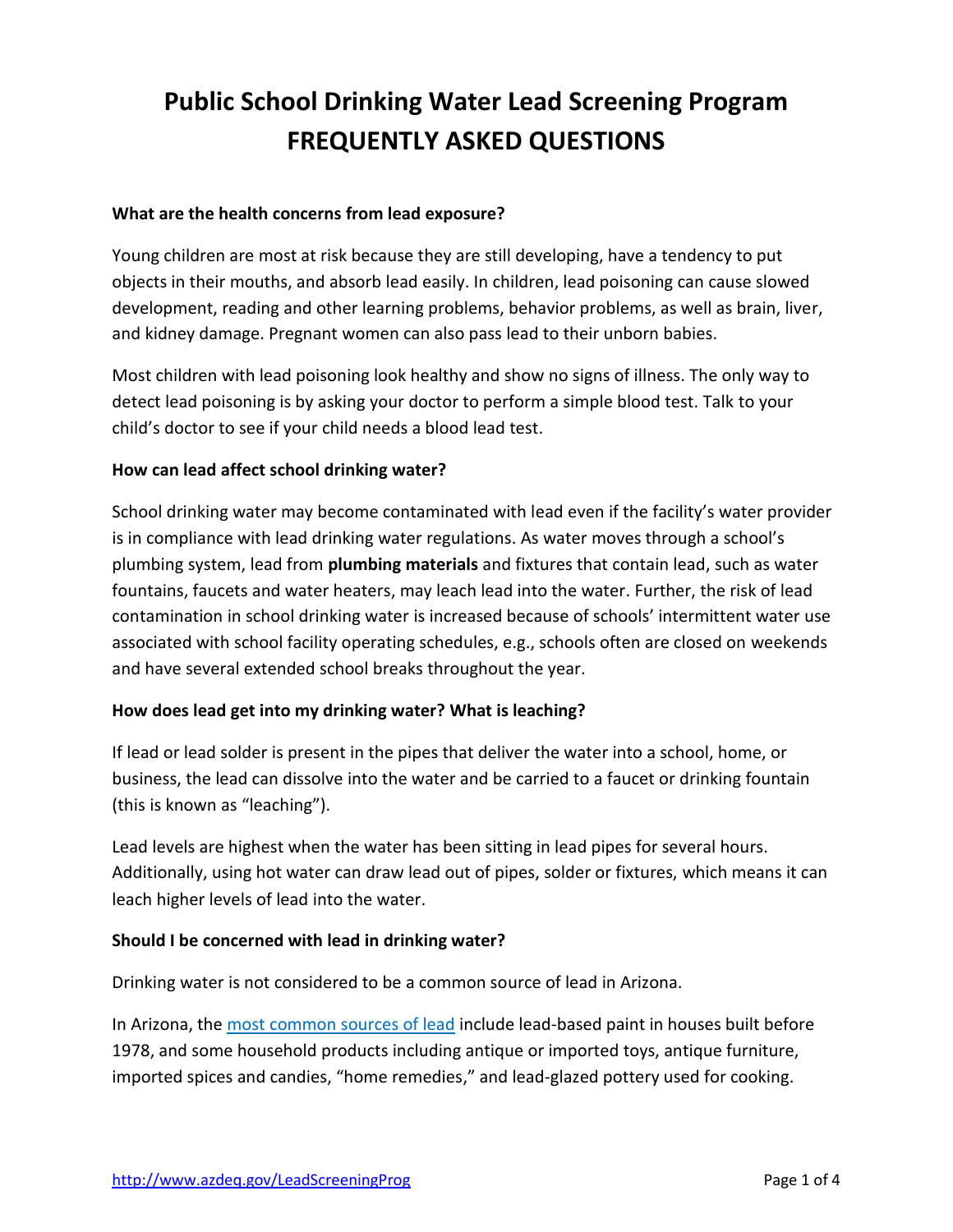# Public School Drinking Water Lead Screening Program FREQUENTLY ASKED QUESTIONS

**What are the health concerns from lead exposure?**

Young children are most at risk because they are still developing, have a tendency to put objects in their mouths, and absorb lead easily. In children, lead poisoning can cause slowed development, reading and other learning problems, behavior problems, as well as brain, liver, and kidney damage. Pregnant women can also pass lead to their unborn babies.

Most children with lead poisoning look healthy and show no signs of illness. The only way to detect lead poisoning is by asking your doctor to perform a simple blood test. Talk to your child's doctor to see if your child needs a blood lead test.

**How can lead affect school drinking water?**

School drinking water may become contaminated with lead even if the facility's water provider is in compliance with lead drinking water regulations. As water moves through a school's plumbing system, lead from **plumbing materials** and fixtures that contain lead, such as water fountains, faucets and water heaters, may leach lead into the water. Further, the risk of lead contamination in school drinking water is increased because of schools' intermittent water use associated with school facility operating schedules, e.g., schools often are closed on weekends and have several extended school breaks throughout the year.

**How does lead get into my drinking water? What is leaching?**

If lead or lead solder is present in the pipes that deliver the water into a school, home, or business, the lead can dissolve into the water and be carried to a faucet or drinking fountain (this is known as "leaching").

Lead levels are highest when the water has been sitting in lead pipes for several hours. Additionally, using hot water can draw lead out of pipes, solder or fixtures, which means it can leach higher levels of lead into the water.

**Should I be concerned with lead in drinking water?**

Drinking water is not considered to be a common source of lead in Arizona.

In Arizona, the most common sources of lead include lead-based paint in houses built before 1978, and some household products including antique or imported toys, antique furniture, imported spices and candies, "home remedies," and lead-glazed pottery used for cooking.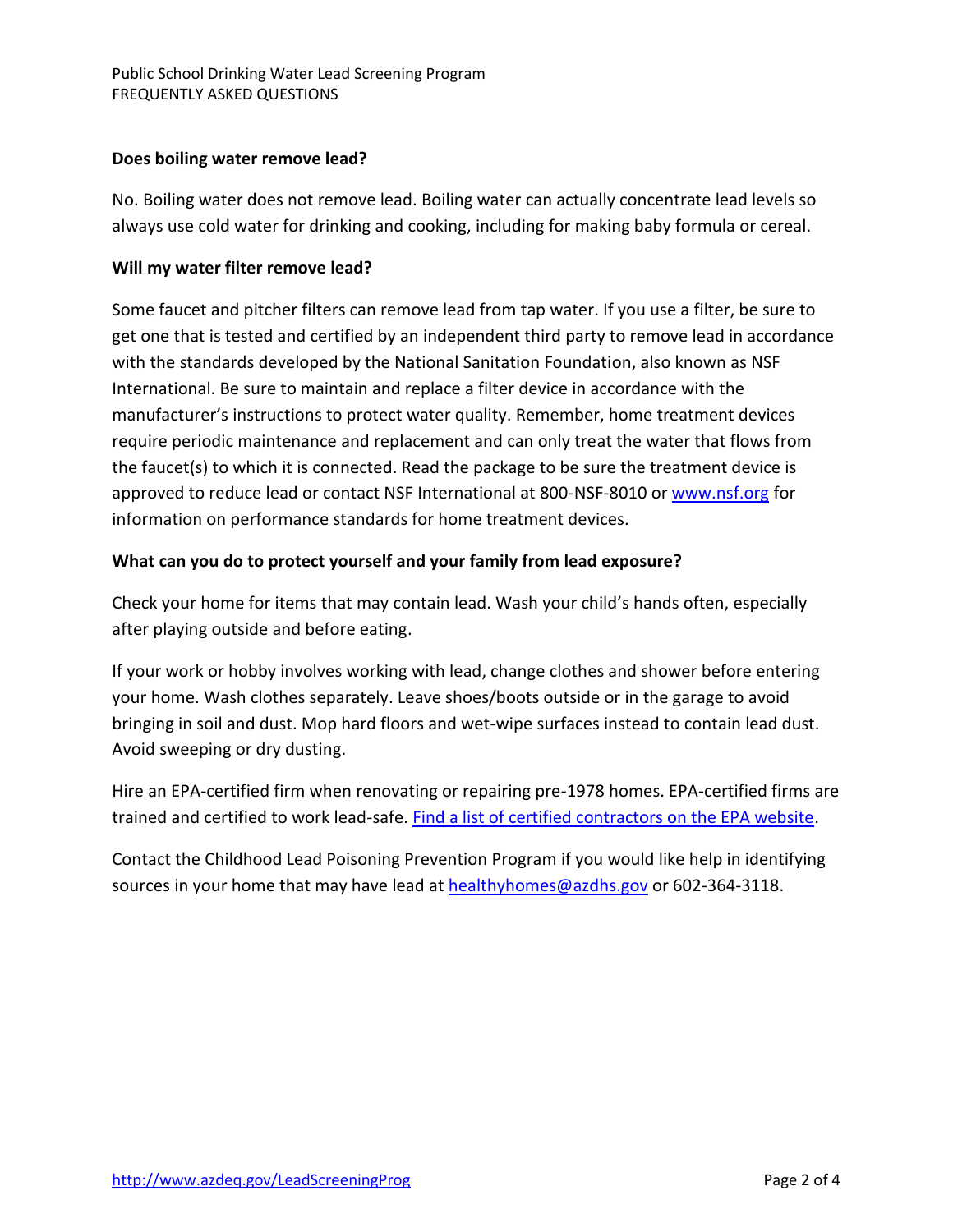### Does boiling water remove lead?

No. Boiling water does not remove lead. Boiling water can actually concentrate lead levels so always use cold water for drinking and cooking, including for making baby formula or cereal.

### Will my water filter remove lead?

Some faucet and pitcher filters can remove lead from tap water. If you use a filter, be sure to get one that is tested and certified by an independent third party to remove lead in accordance with the standards developed by the National Sanitation Foundation, also known as NSF International. Be sure to maintain and replace a filter device in accordance with the manufacturer's instructions to protect water quality. Remember, home treatment devices require periodic maintenance and replacement and can only treat the water that flows from the faucet(s) to which it is connected. Read the package to be sure the treatment device is approved to reduce lead or contact NSF International at 800-NSF-8010 or www.nsf.org for information on performance standards for home treatment devices.

### What can you do to protect yourself and your family from lead exposure?

Check your home for items that may contain lead. Wash your child's hands often, especially after playing outside and before eating.

If your work or hobby involves working with lead, change clothes and shower before entering your home. Wash clothes separately. Leave shoes/boots outside or in the garage to avoid bringing in soil and dust. Mop hard floors and wet-wipe surfaces instead to contain lead dust. Avoid sweeping or dry dusting.

Hire an EPA-certified firm when renovating or repairing pre-1978 homes. EPA-certified firms are trained and certified to work lead-safe. Find a list of certified contractors on the EPA website.

Contact the Childhood Lead Poisoning Prevention Program if you would like help in identifying sources in your home that may have lead at healthyhomes@azdhs.gov or 602-364-3118.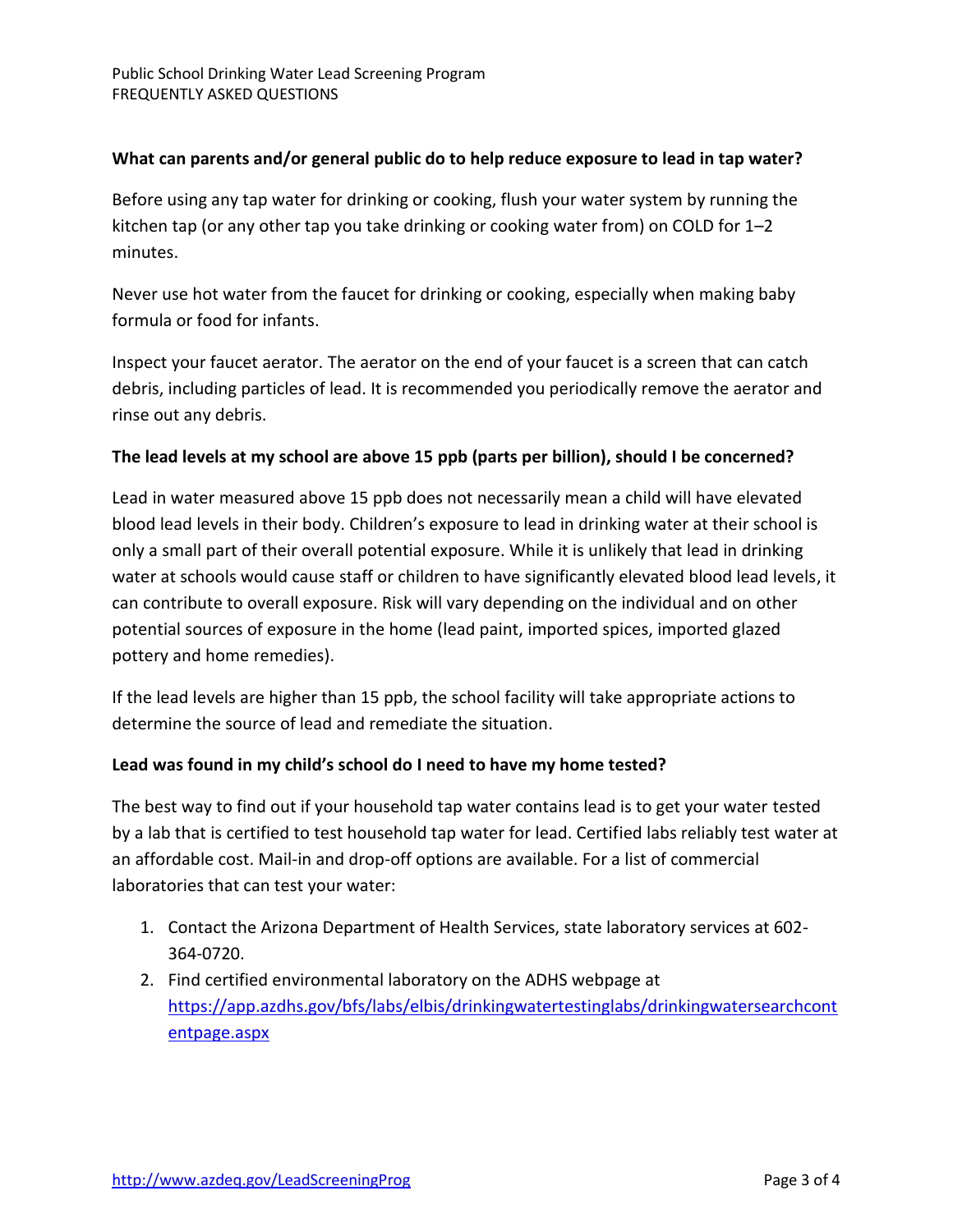**What can parents and/or general public do to help reduce exposure to lead in tap water?**

Before using any tap water for drinking or cooking, flush your water system by running the kitchen tap (or any other tap you take drinking or cooking water from) on COLD for 1–2 minutes.

Never use hot water from the faucet for drinking or cooking, especially when making baby formula or food for infants.

Inspect your faucet aerator. The aerator on the end of your faucet is a screen that can catch debris, including particles of lead. It is recommended you periodically remove the aerator and rinse out any debris.

**The lead levels at my school are above 15 ppb (parts per billion), should I be concerned?**

Lead in water measured above 15 ppb does not necessarily mean a child will have elevated blood lead levels in their body. Children's exposure to lead in drinking water at their school is only a small part of their overall potential exposure. While it is unlikely that lead in drinking water at schools would cause staff or children to have significantly elevated blood lead levels, it can contribute to overall exposure. Risk will vary depending on the individual and on other potential sources of exposure in the home (lead paint, imported spices, imported glazed pottery and home remedies).

If the lead levels are higher than 15 ppb, the school facility will take appropriate actions to determine the source of lead and remediate the situation.

**Lead was found in my child's school do I need to have my home tested?**

The best way to find out if your household tap water contains lead is to get your water tested by a lab that is certified to test household tap water for lead. Certified labs reliably test water at an affordable cost. Mail-in and drop-off options are available. For a list of commercial laboratories that can test your water:

1. Contact the Arizona Department of Health Services, state laboratory services at 602-364-0720.
2. Find certified environmental laboratory on the ADHS webpage at https://app.azdhs.gov/bfs/labs/elbis/drinkingwatertestinglabs/drinkingwatersearchcontentpage.aspx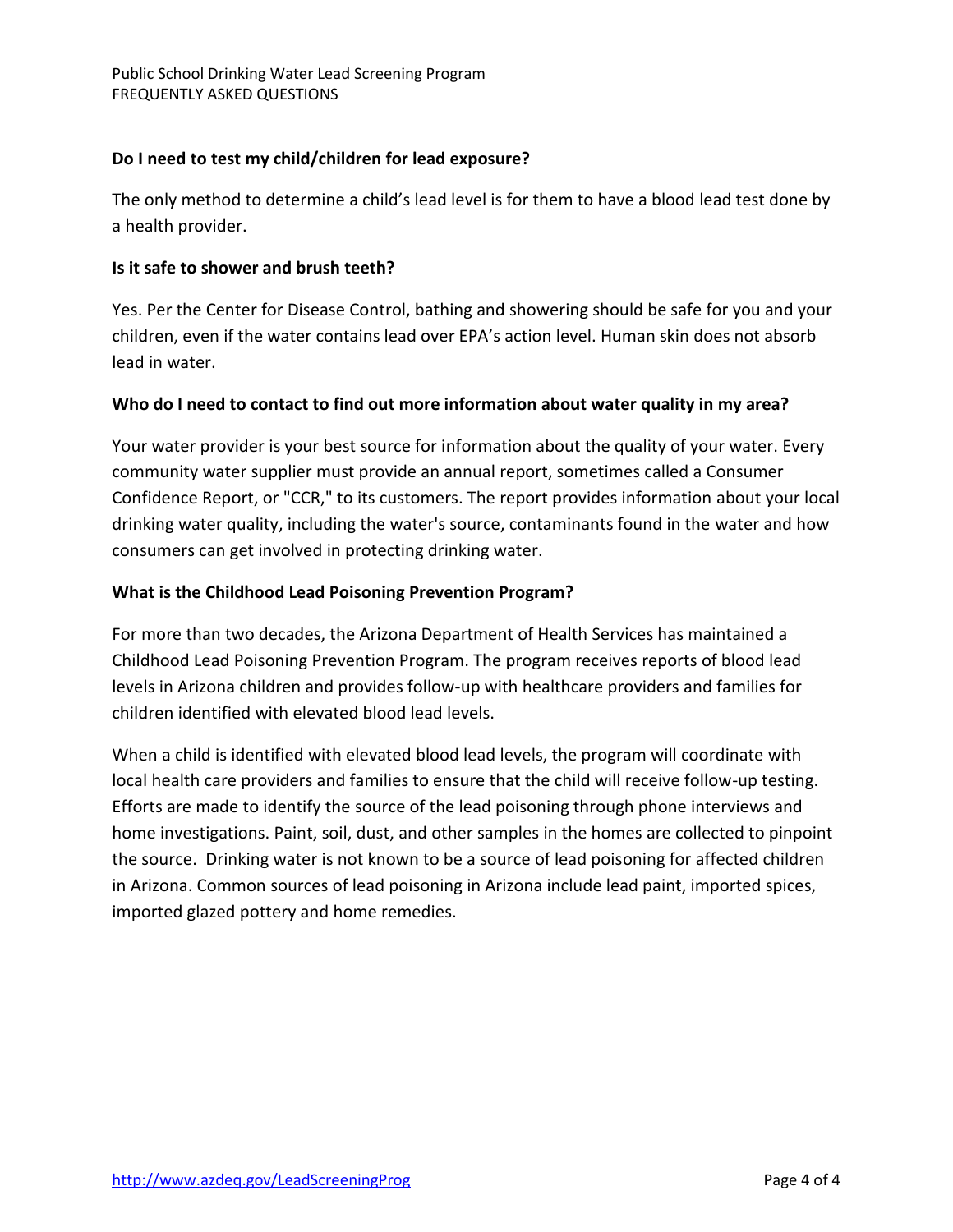**Do I need to test my child/children for lead exposure?**

The only method to determine a child's lead level is for them to have a blood lead test done by a health provider.

**Is it safe to shower and brush teeth?**

Yes. Per the Center for Disease Control, bathing and showering should be safe for you and your children, even if the water contains lead over EPA's action level. Human skin does not absorb lead in water.

**Who do I need to contact to find out more information about water quality in my area?**

Your water provider is your best source for information about the quality of your water. Every community water supplier must provide an annual report, sometimes called a Consumer Confidence Report, or "CCR," to its customers. The report provides information about your local drinking water quality, including the water's source, contaminants found in the water and how consumers can get involved in protecting drinking water.

**What is the Childhood Lead Poisoning Prevention Program?**

For more than two decades, the Arizona Department of Health Services has maintained a Childhood Lead Poisoning Prevention Program. The program receives reports of blood lead levels in Arizona children and provides follow-up with healthcare providers and families for children identified with elevated blood lead levels.

When a child is identified with elevated blood lead levels, the program will coordinate with local health care providers and families to ensure that the child will receive follow-up testing. Efforts are made to identify the source of the lead poisoning through phone interviews and home investigations. Paint, soil, dust, and other samples in the homes are collected to pinpoint the source. Drinking water is not known to be a source of lead poisoning for affected children in Arizona. Common sources of lead poisoning in Arizona include lead paint, imported spices, imported glazed pottery and home remedies.